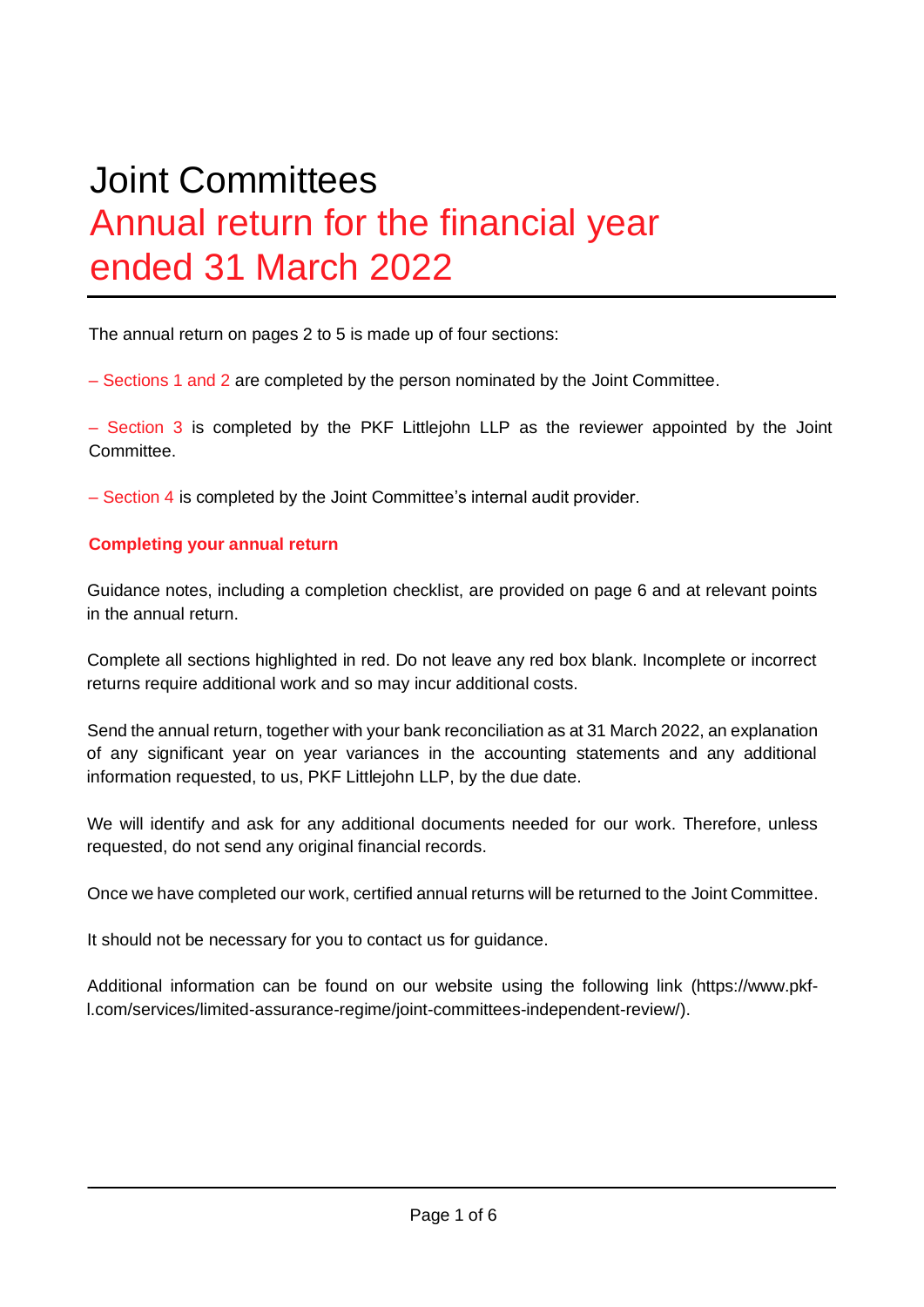# Joint Committees

# Annual return for the financial year ended 31 March 2022

The annual return on pages 2 to 5 is made up of four sections:

– Sections 1 and 2 are completed by the person nominated by the Joint Committee.

– Section 3 is completed by the PKF Littlejohn LLP as the reviewer appointed by the Joint Committee.

– Section 4 is completed by the Joint Committee's internal audit provider.

**Completing your annual return**

Guidance notes, including a completion checklist, are provided on page 6 and at relevant points in the annual return.

Complete all sections highlighted in red. Do not leave any red box blank. Incomplete or incorrect returns require additional work and so may incur additional costs.

Send the annual return, together with your bank reconciliation as at 31 March 2022, an explanation of any significant year on year variances in the accounting statements and any additional information requested, to us, PKF Littlejohn LLP, by the due date.

We will identify and ask for any additional documents needed for our work. Therefore, unless requested, do not send any original financial records.

Once we have completed our work, certified annual returns will be returned to the Joint Committee.

It should not be necessary for you to contact us for guidance.

Additional information can be found on our website using the following link (https://www.pkf-l.com/services/limited-assurance-regime/joint-committees-independent-review/).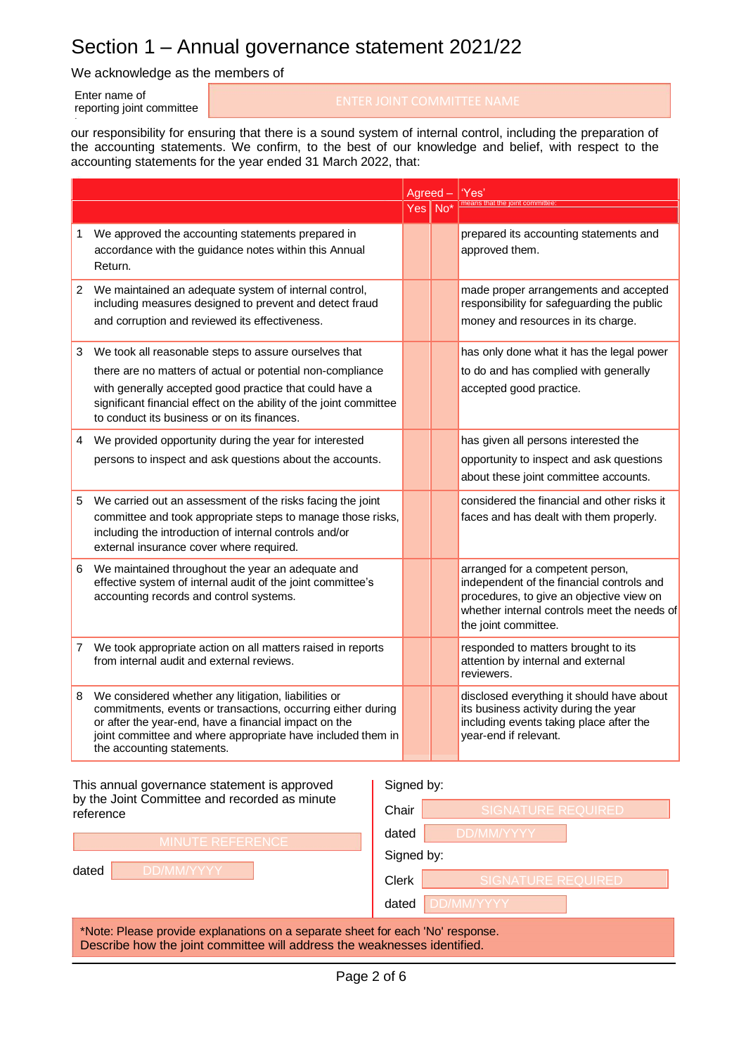# Section 1 – Annual governance statement 2021/22

We acknowledge as the members of

Enter name of reporting joint committee: ENTER JOINT COMMITTEE NAME

our responsibility for ensuring that there is a sound system of internal control, including the preparation of the accounting statements. We confirm, to the best of our knowledge and belief, with respect to the accounting statements for the year ended 31 March 2022, that:

| | Agreed – Yes | Agreed – No* | 'Yes' means that the joint committee: |
|---|---|---|---|
| 1 We approved the accounting statements prepared in accordance with the guidance notes within this Annual Return. | | | prepared its accounting statements and approved them. |
| 2 We maintained an adequate system of internal control, including measures designed to prevent and detect fraud and corruption and reviewed its effectiveness. | | | made proper arrangements and accepted responsibility for safeguarding the public money and resources in its charge. |
| 3 We took all reasonable steps to assure ourselves that there are no matters of actual or potential non-compliance with generally accepted good practice that could have a significant financial effect on the ability of the joint committee to conduct its business or on its finances. | | | has only done what it has the legal power to do and has complied with generally accepted good practice. |
| 4 We provided opportunity during the year for interested persons to inspect and ask questions about the accounts. | | | has given all persons interested the opportunity to inspect and ask questions about these joint committee accounts. |
| 5 We carried out an assessment of the risks facing the joint committee and took appropriate steps to manage those risks, including the introduction of internal controls and/or external insurance cover where required. | | | considered the financial and other risks it faces and has dealt with them properly. |
| 6 We maintained throughout the year an adequate and effective system of internal audit of the joint committee's accounting records and control systems. | | | arranged for a competent person, independent of the financial controls and procedures, to give an objective view on whether internal controls meet the needs of the joint committee. |
| 7 We took appropriate action on all matters raised in reports from internal audit and external reviews. | | | responded to matters brought to its attention by internal and external reviewers. |
| 8 We considered whether any litigation, liabilities or commitments, events or transactions, occurring either during or after the year-end, have a financial impact on the joint committee and where appropriate have included them in the accounting statements. | | | disclosed everything it should have about its business activity during the year including events taking place after the year-end if relevant. |

This annual governance statement is approved by the Joint Committee and recorded as minute reference

MINUTE REFERENCE

dated DD/MM/YYYY

Signed by:

Chair SIGNATURE REQUIRED

dated DD/MM/YYYY

Signed by:

Clerk SIGNATURE REQUIRED

dated DD/MM/YYYY

*Note: Please provide explanations on a separate sheet for each 'No' response. Describe how the joint committee will address the weaknesses identified.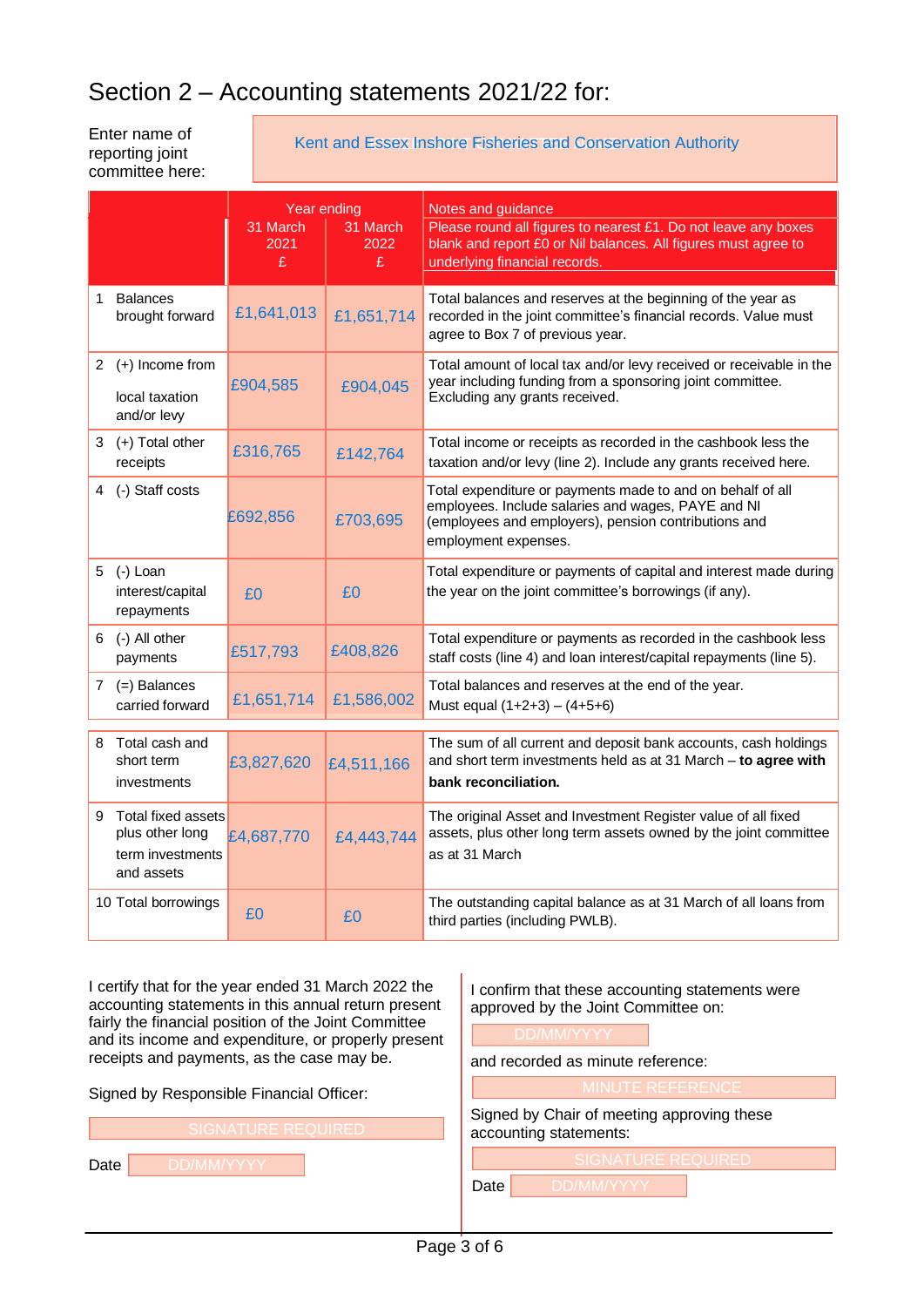# Section 2 – Accounting statements 2021/22 for:

Enter name of reporting joint committee here: Kent and Essex Inshore Fisheries and Conservation Authority

| | Year ending 31 March 2021 £ | Year ending 31 March 2022 £ | Notes and guidance Please round all figures to nearest £1. Do not leave any boxes blank and report £0 or Nil balances. All figures must agree to underlying financial records. |
|---|---|---|---|
| 1 Balances brought forward | £1,641,013 | £1,651,714 | Total balances and reserves at the beginning of the year as recorded in the joint committee's financial records. Value must agree to Box 7 of previous year. |
| 2 (+) Income from local taxation and/or levy | £904,585 | £904,045 | Total amount of local tax and/or levy received or receivable in the year including funding from a sponsoring joint committee. Excluding any grants received. |
| 3 (+) Total other receipts | £316,765 | £142,764 | Total income or receipts as recorded in the cashbook less the taxation and/or levy (line 2). Include any grants received here. |
| 4 (-) Staff costs | £692,856 | £703,695 | Total expenditure or payments made to and on behalf of all employees. Include salaries and wages, PAYE and NI (employees and employers), pension contributions and employment expenses. |
| 5 (-) Loan interest/capital repayments | £0 | £0 | Total expenditure or payments of capital and interest made during the year on the joint committee's borrowings (if any). |
| 6 (-) All other payments | £517,793 | £408,826 | Total expenditure or payments as recorded in the cashbook less staff costs (line 4) and loan interest/capital repayments (line 5). |
| 7 (=) Balances carried forward | £1,651,714 | £1,586,002 | Total balances and reserves at the end of the year. Must equal (1+2+3) – (4+5+6) |
| 8 Total cash and short term investments | £3,827,620 | £4,511,166 | The sum of all current and deposit bank accounts, cash holdings and short term investments held as at 31 March – **to agree with bank reconciliation.** |
| 9 Total fixed assets plus other long term investments and assets | £4,687,770 | £4,443,744 | The original Asset and Investment Register value of all fixed assets, plus other long term assets owned by the joint committee as at 31 March |
| 10 Total borrowings | £0 | £0 | The outstanding capital balance as at 31 March of all loans from third parties (including PWLB). |

I certify that for the year ended 31 March 2022 the accounting statements in this annual return present fairly the financial position of the Joint Committee and its income and expenditure, or properly present receipts and payments, as the case may be.

Signed by Responsible Financial Officer:

SIGNATURE REQUIRED

Date DD/MM/YYYY

I confirm that these accounting statements were approved by the Joint Committee on:

DD/MM/YYYY

and recorded as minute reference:

MINUTE REFERENCE

Signed by Chair of meeting approving these accounting statements:

SIGNATURE REQUIRED

Date DD/MM/YYYY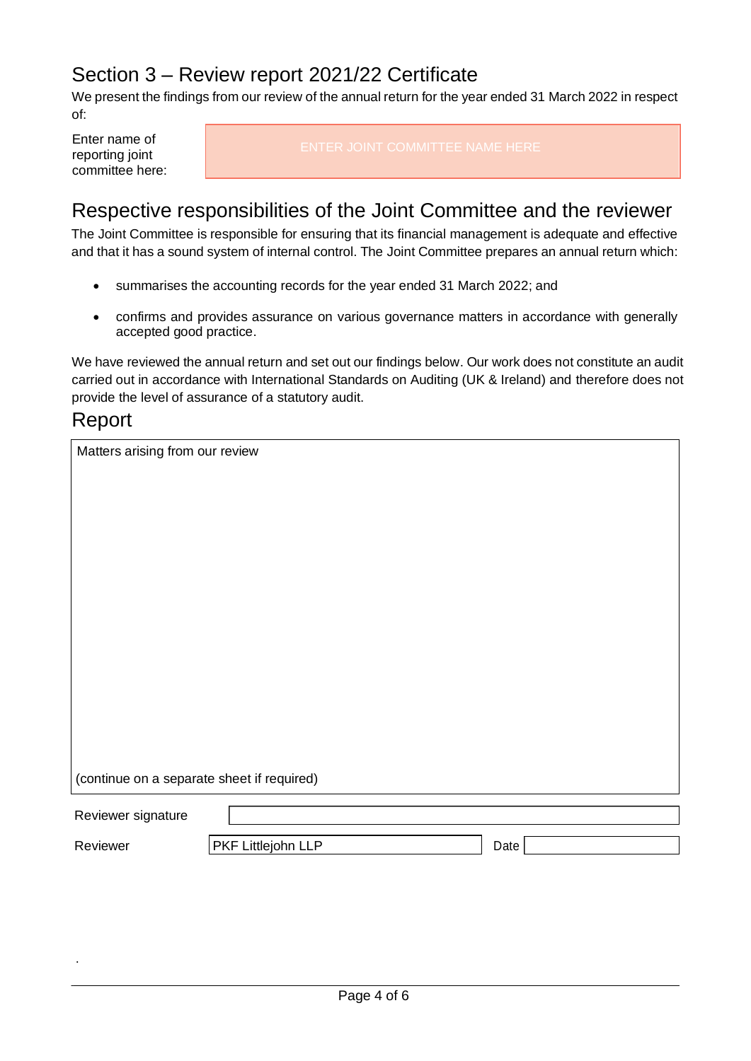# Section 3 – Review report 2021/22 Certificate

We present the findings from our review of the annual return for the year ended 31 March 2022 in respect of:

| Enter name of reporting joint committee here: | ENTER JOINT COMMITTEE NAME HERE |
|---|---|

## Respective responsibilities of the Joint Committee and the reviewer

The Joint Committee is responsible for ensuring that its financial management is adequate and effective and that it has a sound system of internal control. The Joint Committee prepares an annual return which:

- summarises the accounting records for the year ended 31 March 2022; and
- confirms and provides assurance on various governance matters in accordance with generally accepted good practice.

We have reviewed the annual return and set out our findings below. Our work does not constitute an audit carried out in accordance with International Standards on Auditing (UK & Ireland) and therefore does not provide the level of assurance of a statutory audit.

## Report

| Matters arising from our review |
|---|
| (continue on a separate sheet if required) |

| Reviewer signature | | | |
|---|---|---|---|
| Reviewer | PKF Littlejohn LLP | Date | |

.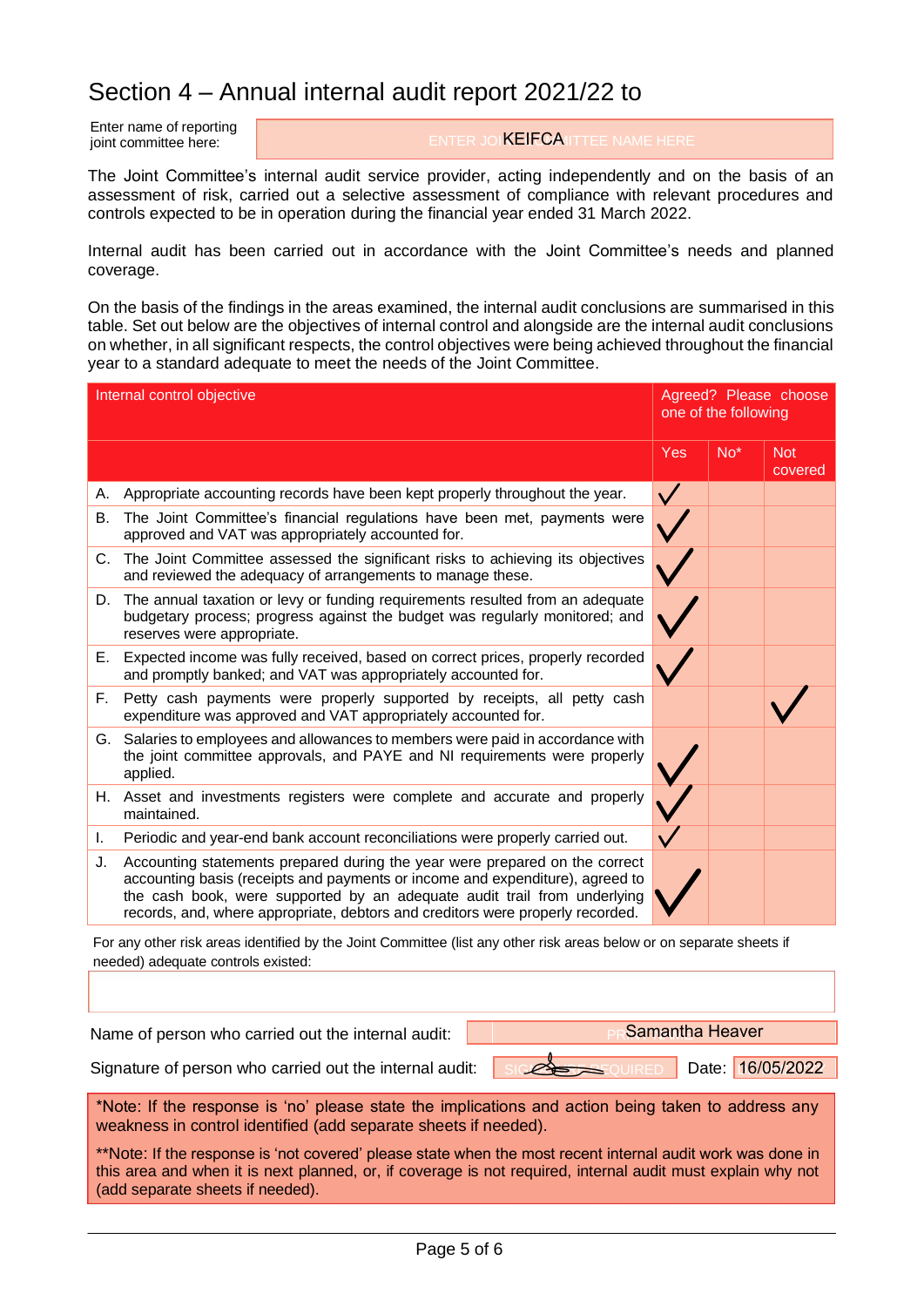# Section 4 – Annual internal audit report 2021/22 to

Enter name of reporting joint committee here: KEIFCA

The Joint Committee's internal audit service provider, acting independently and on the basis of an assessment of risk, carried out a selective assessment of compliance with relevant procedures and controls expected to be in operation during the financial year ended 31 March 2022.

Internal audit has been carried out in accordance with the Joint Committee's needs and planned coverage.

On the basis of the findings in the areas examined, the internal audit conclusions are summarised in this table. Set out below are the objectives of internal control and alongside are the internal audit conclusions on whether, in all significant respects, the control objectives were being achieved throughout the financial year to a standard adequate to meet the needs of the Joint Committee.

| Internal control objective | Agreed? Please choose one of the following | | |
|---|---|---|---|
| | Yes | No* | Not covered |
| A. Appropriate accounting records have been kept properly throughout the year. | ✓ | | |
| B. The Joint Committee's financial regulations have been met, payments were approved and VAT was appropriately accounted for. | ✓ | | |
| C. The Joint Committee assessed the significant risks to achieving its objectives and reviewed the adequacy of arrangements to manage these. | ✓ | | |
| D. The annual taxation or levy or funding requirements resulted from an adequate budgetary process; progress against the budget was regularly monitored; and reserves were appropriate. | ✓ | | |
| E. Expected income was fully received, based on correct prices, properly recorded and promptly banked; and VAT was appropriately accounted for. | ✓ | | |
| F. Petty cash payments were properly supported by receipts, all petty cash expenditure was approved and VAT appropriately accounted for. | | | ✓ |
| G. Salaries to employees and allowances to members were paid in accordance with the joint committee approvals, and PAYE and NI requirements were properly applied. | ✓ | | |
| H. Asset and investments registers were complete and accurate and properly maintained. | ✓ | | |
| I. Periodic and year-end bank account reconciliations were properly carried out. | ✓ | | |
| J. Accounting statements prepared during the year were prepared on the correct accounting basis (receipts and payments or income and expenditure), agreed to the cash book, were supported by an adequate audit trail from underlying records, and, where appropriate, debtors and creditors were properly recorded. | ✓ | | |

For any other risk areas identified by the Joint Committee (list any other risk areas below or on separate sheets if needed) adequate controls existed:

Name of person who carried out the internal audit: Samantha Heaver

Signature of person who carried out the internal audit: [signature] Date: 16/05/2022

*Note: If the response is 'no' please state the implications and action being taken to address any weakness in control identified (add separate sheets if needed).

**Note: If the response is 'not covered' please state when the most recent internal audit work was done in this area and when it is next planned, or, if coverage is not required, internal audit must explain why not (add separate sheets if needed).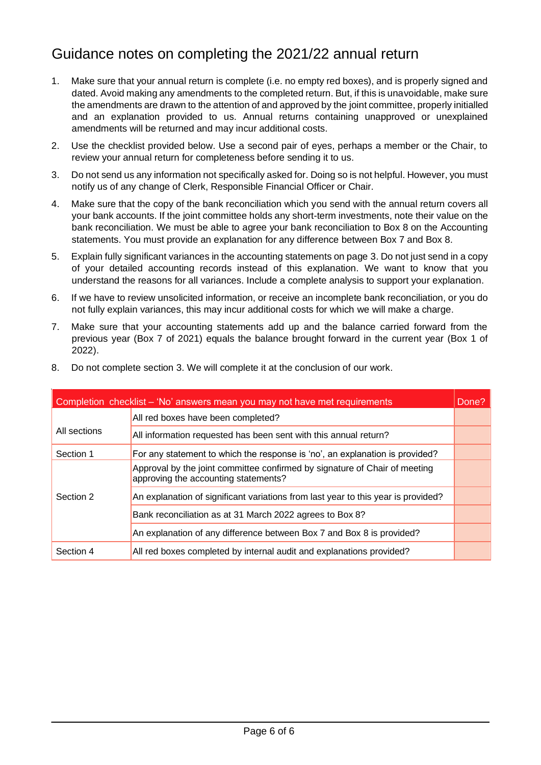# Guidance notes on completing the 2021/22 annual return

1. Make sure that your annual return is complete (i.e. no empty red boxes), and is properly signed and dated. Avoid making any amendments to the completed return. But, if this is unavoidable, make sure the amendments are drawn to the attention of and approved by the joint committee, properly initialled and an explanation provided to us. Annual returns containing unapproved or unexplained amendments will be returned and may incur additional costs.

2. Use the checklist provided below. Use a second pair of eyes, perhaps a member or the Chair, to review your annual return for completeness before sending it to us.

3. Do not send us any information not specifically asked for. Doing so is not helpful. However, you must notify us of any change of Clerk, Responsible Financial Officer or Chair.

4. Make sure that the copy of the bank reconciliation which you send with the annual return covers all your bank accounts. If the joint committee holds any short-term investments, note their value on the bank reconciliation. We must be able to agree your bank reconciliation to Box 8 on the Accounting statements. You must provide an explanation for any difference between Box 7 and Box 8.

5. Explain fully significant variances in the accounting statements on page 3. Do not just send in a copy of your detailed accounting records instead of this explanation. We want to know that you understand the reasons for all variances. Include a complete analysis to support your explanation.

6. If we have to review unsolicited information, or receive an incomplete bank reconciliation, or you do not fully explain variances, this may incur additional costs for which we will make a charge.

7. Make sure that your accounting statements add up and the balance carried forward from the previous year (Box 7 of 2021) equals the balance brought forward in the current year (Box 1 of 2022).

8. Do not complete section 3. We will complete it at the conclusion of our work.

| Completion checklist – 'No' answers mean you may not have met requirements | | Done? |
|---|---|---|
| All sections | All red boxes have been completed? | |
| | All information requested has been sent with this annual return? | |
| Section 1 | For any statement to which the response is 'no', an explanation is provided? | |
| Section 2 | Approval by the joint committee confirmed by signature of Chair of meeting approving the accounting statements? | |
| | An explanation of significant variations from last year to this year is provided? | |
| | Bank reconciliation as at 31 March 2022 agrees to Box 8? | |
| | An explanation of any difference between Box 7 and Box 8 is provided? | |
| Section 4 | All red boxes completed by internal audit and explanations provided? | |